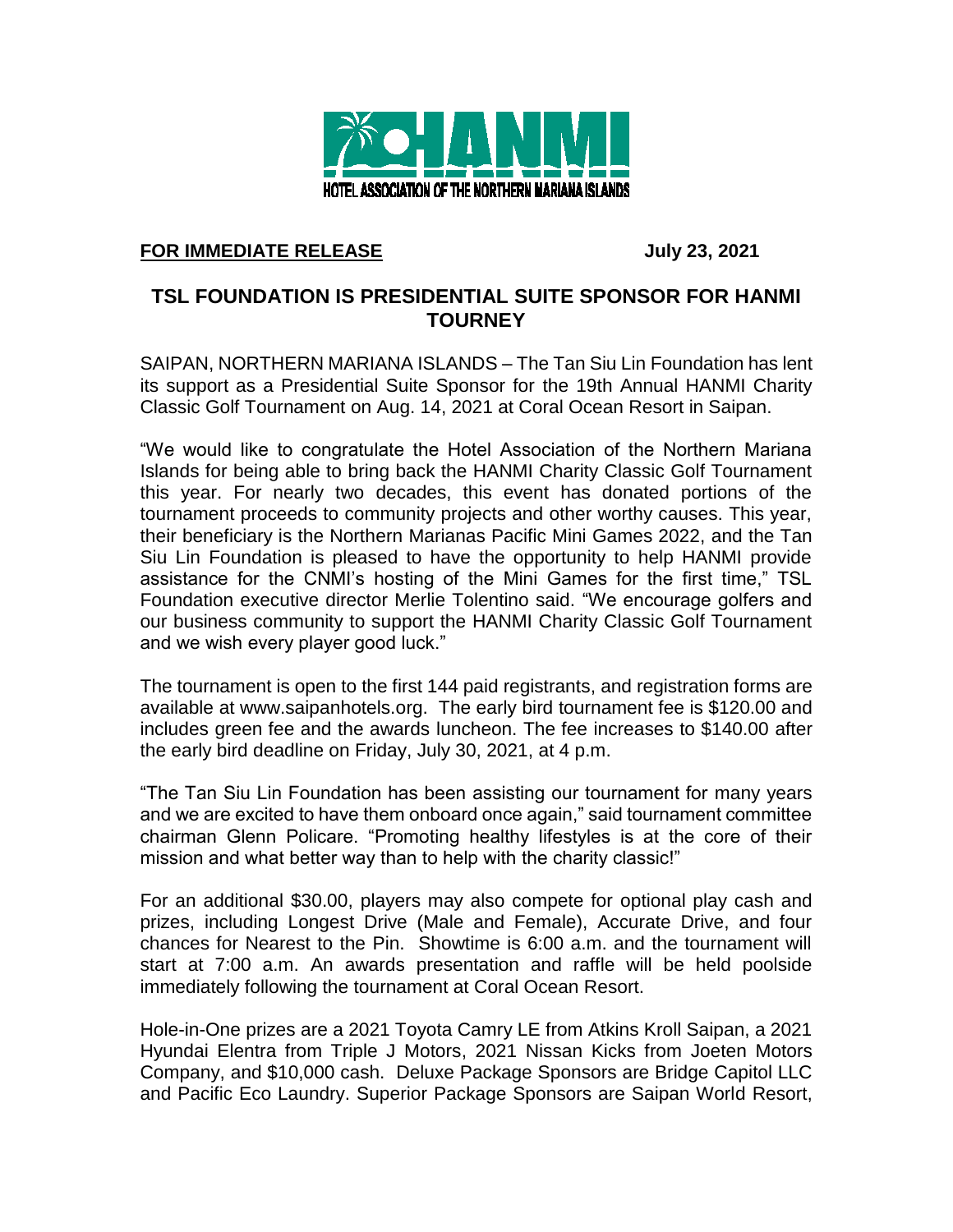HANMI

HOTEL ASSOCIATION OF THE NORTHERN MARIANA ISLANDS

**FOR IMMEDIATE RELEASE** **July 23, 2021**

## TSL FOUNDATION IS PRESIDENTIAL SUITE SPONSOR FOR HANMI TOURNEY

SAIPAN, NORTHERN MARIANA ISLANDS – The Tan Siu Lin Foundation has lent its support as a Presidential Suite Sponsor for the 19th Annual HANMI Charity Classic Golf Tournament on Aug. 14, 2021 at Coral Ocean Resort in Saipan.

"We would like to congratulate the Hotel Association of the Northern Mariana Islands for being able to bring back the HANMI Charity Classic Golf Tournament this year. For nearly two decades, this event has donated portions of the tournament proceeds to community projects and other worthy causes. This year, their beneficiary is the Northern Marianas Pacific Mini Games 2022, and the Tan Siu Lin Foundation is pleased to have the opportunity to help HANMI provide assistance for the CNMI's hosting of the Mini Games for the first time," TSL Foundation executive director Merlie Tolentino said. "We encourage golfers and our business community to support the HANMI Charity Classic Golf Tournament and we wish every player good luck."

The tournament is open to the first 144 paid registrants, and registration forms are available at www.saipanhotels.org. The early bird tournament fee is $120.00 and includes green fee and the awards luncheon. The fee increases to $140.00 after the early bird deadline on Friday, July 30, 2021, at 4 p.m.

"The Tan Siu Lin Foundation has been assisting our tournament for many years and we are excited to have them onboard once again," said tournament committee chairman Glenn Policare. "Promoting healthy lifestyles is at the core of their mission and what better way than to help with the charity classic!"

For an additional $30.00, players may also compete for optional play cash and prizes, including Longest Drive (Male and Female), Accurate Drive, and four chances for Nearest to the Pin. Showtime is 6:00 a.m. and the tournament will start at 7:00 a.m. An awards presentation and raffle will be held poolside immediately following the tournament at Coral Ocean Resort.

Hole-in-One prizes are a 2021 Toyota Camry LE from Atkins Kroll Saipan, a 2021 Hyundai Elentra from Triple J Motors, 2021 Nissan Kicks from Joeten Motors Company, and $10,000 cash. Deluxe Package Sponsors are Bridge Capitol LLC and Pacific Eco Laundry. Superior Package Sponsors are Saipan World Resort,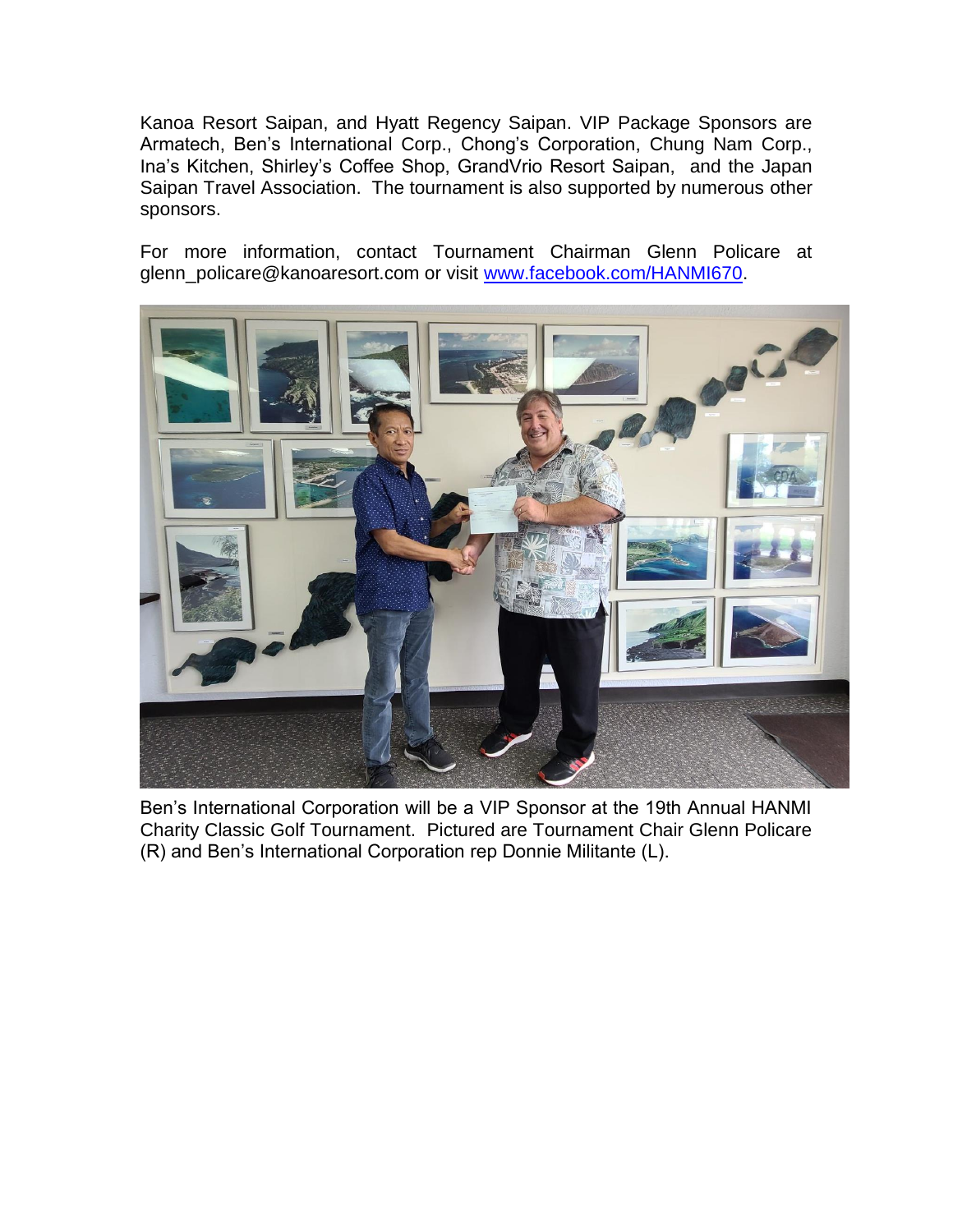Kanoa Resort Saipan, and Hyatt Regency Saipan. VIP Package Sponsors are Armatech, Ben's International Corp., Chong's Corporation, Chung Nam Corp., Ina's Kitchen, Shirley's Coffee Shop, GrandVrio Resort Saipan, and the Japan Saipan Travel Association. The tournament is also supported by numerous other sponsors.

For more information, contact Tournament Chairman Glenn Policare at glenn_policare@kanoaresort.com or visit [www.facebook.com/HANMI670](http://www.facebook.com/HANMI670).

Ben's International Corporation will be a VIP Sponsor at the 19th Annual HANMI Charity Classic Golf Tournament. Pictured are Tournament Chair Glenn Policare (R) and Ben's International Corporation rep Donnie Militante (L).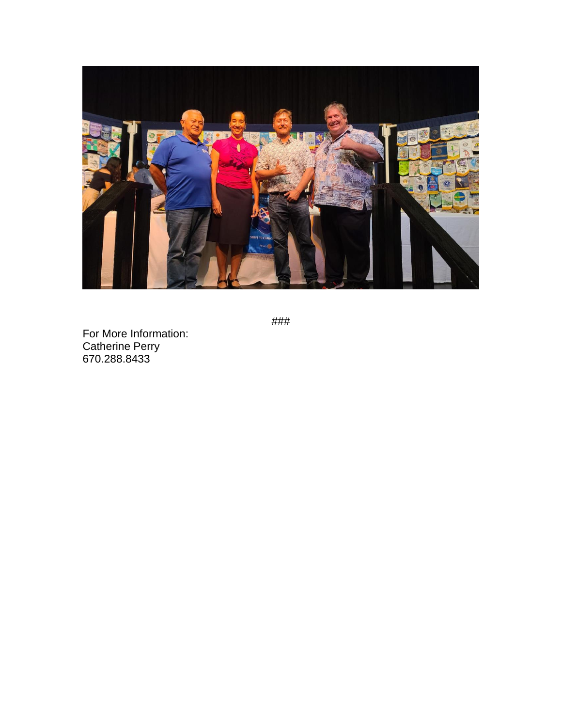###

For More Information:
Catherine Perry
670.288.8433